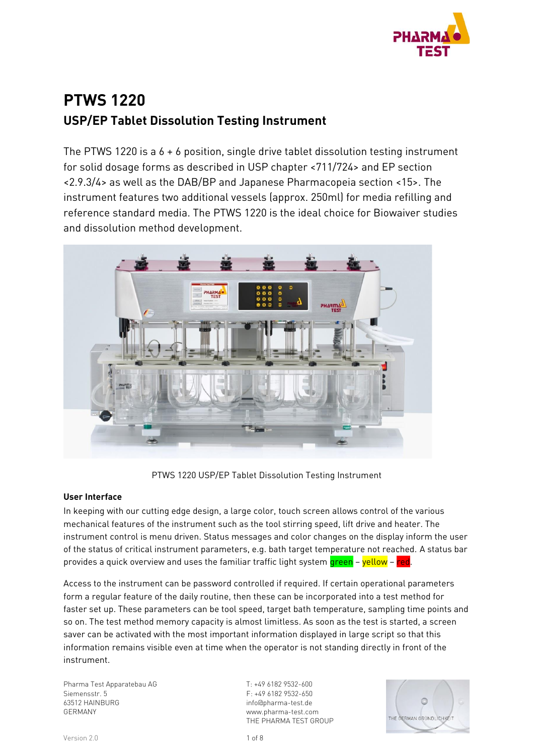# PTWS 1220

## USP/EP Tablet Dissolution Testing Instrument

The PTWS 1220 is a 6 + 6 position, single drive tablet dissolution testing instrument for solid dosage forms as described in USP chapter <711/724> and EP section <2.9.3/4> as well as the DAB/BP and Japanese Pharmacopeia section <15>. The instrument features two additional vessels (approx. 250ml) for media refilling and reference standard media. The PTWS 1220 is the ideal choice for Biowaiver studies and dissolution method development.

PTWS 1220 USP/EP Tablet Dissolution Testing Instrument

**User Interface**

In keeping with our cutting edge design, a large color, touch screen allows control of the various mechanical features of the instrument such as the tool stirring speed, lift drive and heater. The instrument control is menu driven. Status messages and color changes on the display inform the user of the status of critical instrument parameters, e.g. bath target temperature not reached. A status bar provides a quick overview and uses the familiar traffic light system green – yellow – red.

Access to the instrument can be password controlled if required. If certain operational parameters form a regular feature of the daily routine, then these can be incorporated into a test method for faster set up. These parameters can be tool speed, target bath temperature, sampling time points and so on. The test method memory capacity is almost limitless. As soon as the test is started, a screen saver can be activated with the most important information displayed in large script so that this information remains visible even at time when the operator is not standing directly in front of the instrument.

Pharma Test Apparatebau AG
Siemensstr. 5
63512 HAINBURG
GERMANY

T: +49 6182 9532-600
F: +49 6182 9532-650
info@pharma-test.de
www.pharma-test.com
THE PHARMA TEST GROUP

Version 2.0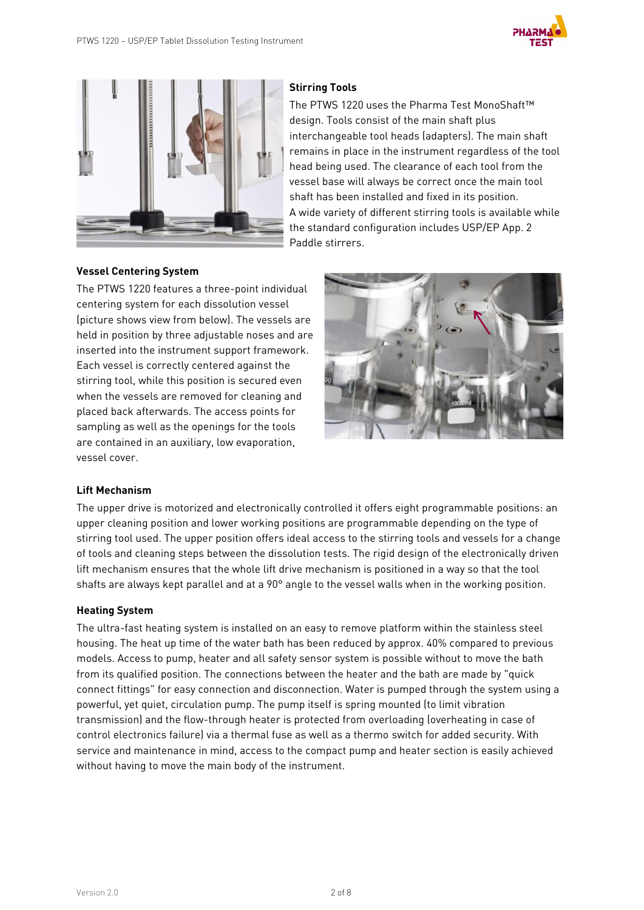### Stirring Tools

The PTWS 1220 uses the Pharma Test MonoShaft™ design. Tools consist of the main shaft plus interchangeable tool heads (adapters). The main shaft remains in place in the instrument regardless of the tool head being used. The clearance of each tool from the vessel base will always be correct once the main tool shaft has been installed and fixed in its position.
A wide variety of different stirring tools is available while the standard configuration includes USP/EP App. 2 Paddle stirrers.

### Vessel Centering System

The PTWS 1220 features a three-point individual centering system for each dissolution vessel (picture shows view from below). The vessels are held in position by three adjustable noses and are inserted into the instrument support framework. Each vessel is correctly centered against the stirring tool, while this position is secured even when the vessels are removed for cleaning and placed back afterwards. The access points for sampling as well as the openings for the tools are contained in an auxiliary, low evaporation, vessel cover.

### Lift Mechanism

The upper drive is motorized and electronically controlled it offers eight programmable positions: an upper cleaning position and lower working positions are programmable depending on the type of stirring tool used. The upper position offers ideal access to the stirring tools and vessels for a change of tools and cleaning steps between the dissolution tests. The rigid design of the electronically driven lift mechanism ensures that the whole lift drive mechanism is positioned in a way so that the tool shafts are always kept parallel and at a 90° angle to the vessel walls when in the working position.

### Heating System

The ultra-fast heating system is installed on an easy to remove platform within the stainless steel housing. The heat up time of the water bath has been reduced by approx. 40% compared to previous models. Access to pump, heater and all safety sensor system is possible without to move the bath from its qualified position. The connections between the heater and the bath are made by "quick connect fittings" for easy connection and disconnection. Water is pumped through the system using a powerful, yet quiet, circulation pump. The pump itself is spring mounted (to limit vibration transmission) and the flow-through heater is protected from overloading (overheating in case of control electronics failure) via a thermal fuse as well as a thermo switch for added security. With service and maintenance in mind, access to the compact pump and heater section is easily achieved without having to move the main body of the instrument.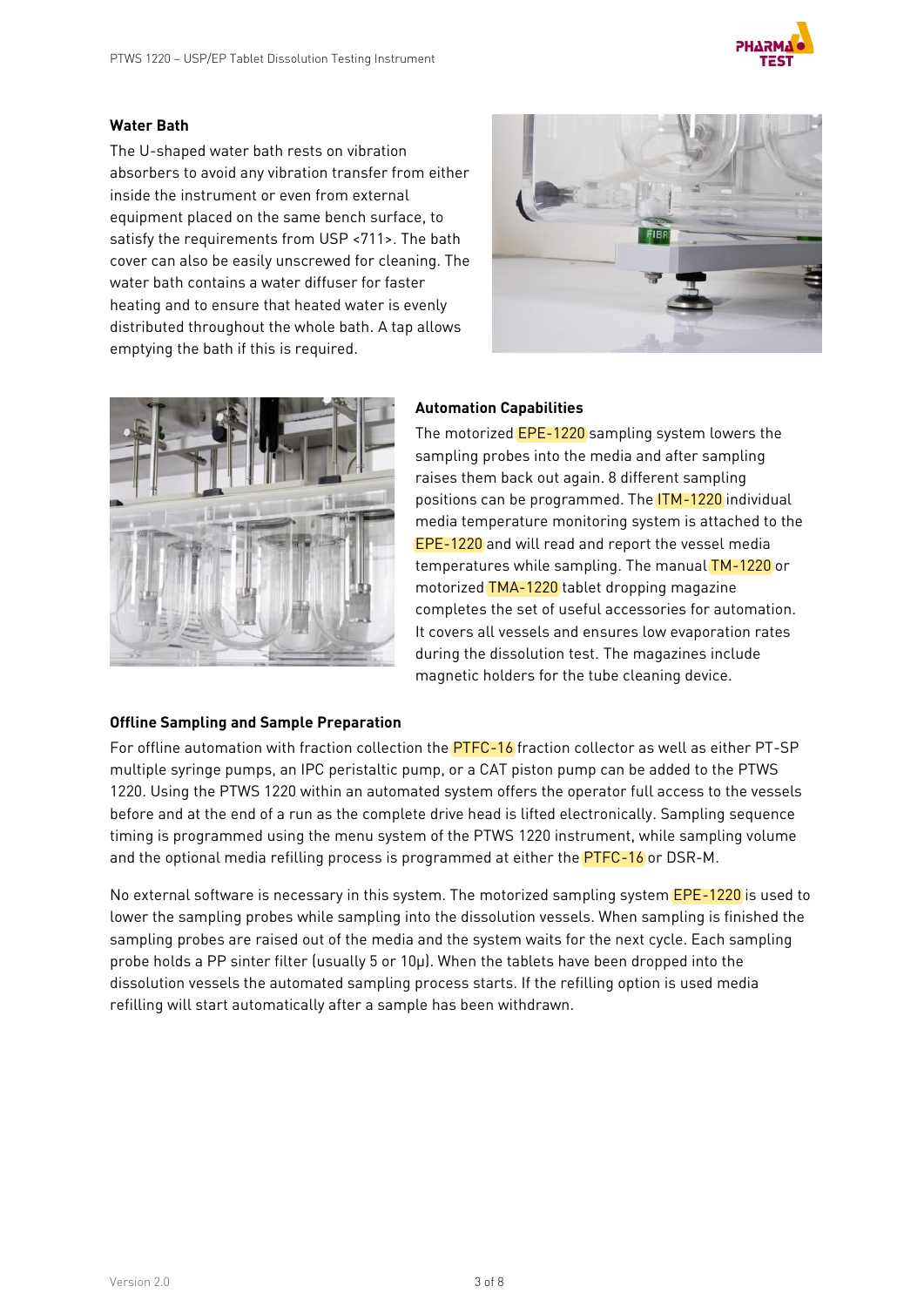### Water Bath

The U-shaped water bath rests on vibration absorbers to avoid any vibration transfer from either inside the instrument or even from external equipment placed on the same bench surface, to satisfy the requirements from USP <711>. The bath cover can also be easily unscrewed for cleaning. The water bath contains a water diffuser for faster heating and to ensure that heated water is evenly distributed throughout the whole bath. A tap allows emptying the bath if this is required.

### Automation Capabilities

The motorized EPE-1220 sampling system lowers the sampling probes into the media and after sampling raises them back out again. 8 different sampling positions can be programmed. The ITM-1220 individual media temperature monitoring system is attached to the EPE-1220 and will read and report the vessel media temperatures while sampling. The manual TM-1220 or motorized TMA-1220 tablet dropping magazine completes the set of useful accessories for automation. It covers all vessels and ensures low evaporation rates during the dissolution test. The magazines include magnetic holders for the tube cleaning device.

### Offline Sampling and Sample Preparation

For offline automation with fraction collection the PTFC-16 fraction collector as well as either PT-SP multiple syringe pumps, an IPC peristaltic pump, or a CAT piston pump can be added to the PTWS 1220. Using the PTWS 1220 within an automated system offers the operator full access to the vessels before and at the end of a run as the complete drive head is lifted electronically. Sampling sequence timing is programmed using the menu system of the PTWS 1220 instrument, while sampling volume and the optional media refilling process is programmed at either the PTFC-16 or DSR-M.

No external software is necessary in this system. The motorized sampling system EPE-1220 is used to lower the sampling probes while sampling into the dissolution vessels. When sampling is finished the sampling probes are raised out of the media and the system waits for the next cycle. Each sampling probe holds a PP sinter filter (usually 5 or 10µ). When the tablets have been dropped into the dissolution vessels the automated sampling process starts. If the refilling option is used media refilling will start automatically after a sample has been withdrawn.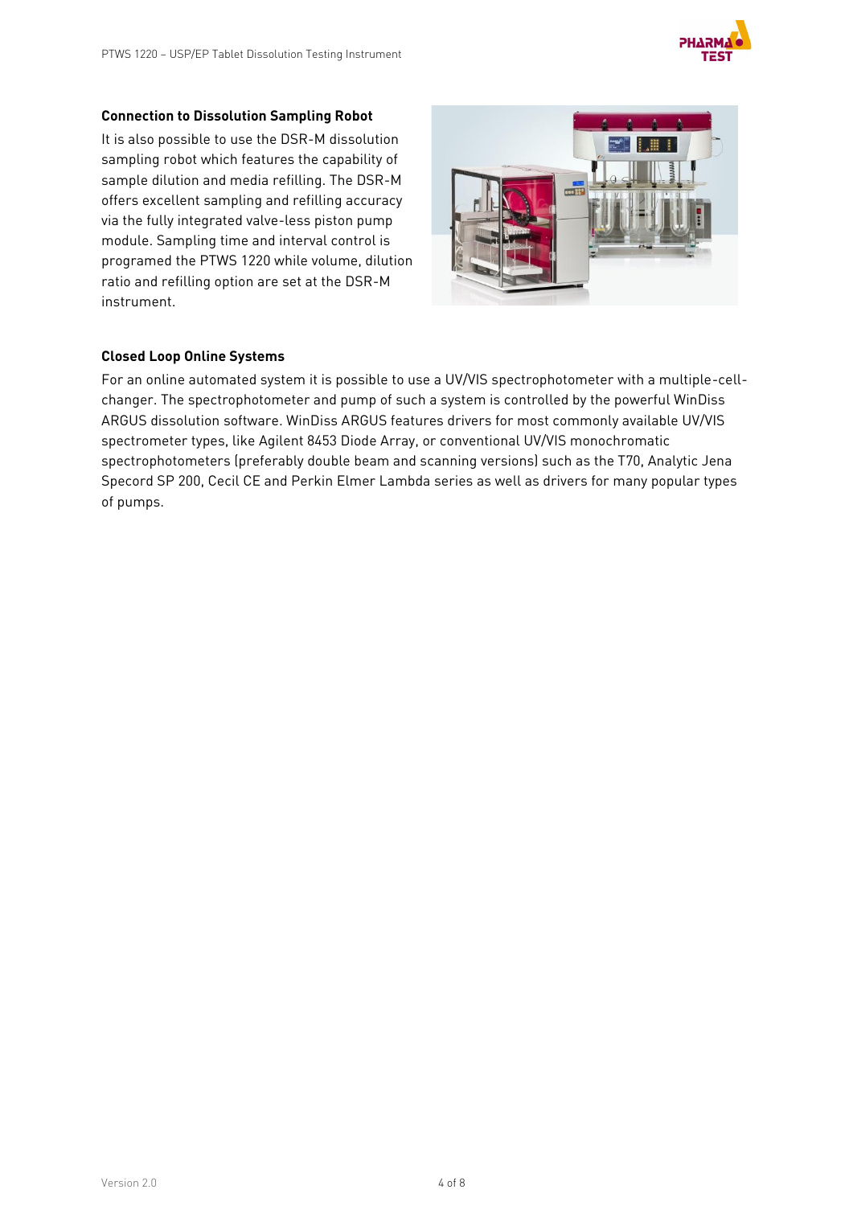**Connection to Dissolution Sampling Robot**

It is also possible to use the DSR-M dissolution sampling robot which features the capability of sample dilution and media refilling. The DSR-M offers excellent sampling and refilling accuracy via the fully integrated valve-less piston pump module. Sampling time and interval control is programed the PTWS 1220 while volume, dilution ratio and refilling option are set at the DSR-M instrument.

**Closed Loop Online Systems**

For an online automated system it is possible to use a UV/VIS spectrophotometer with a multiple-cell-changer. The spectrophotometer and pump of such a system is controlled by the powerful WinDiss ARGUS dissolution software. WinDiss ARGUS features drivers for most commonly available UV/VIS spectrometer types, like Agilent 8453 Diode Array, or conventional UV/VIS monochromatic spectrophotometers (preferably double beam and scanning versions) such as the T70, Analytic Jena Specord SP 200, Cecil CE and Perkin Elmer Lambda series as well as drivers for many popular types of pumps.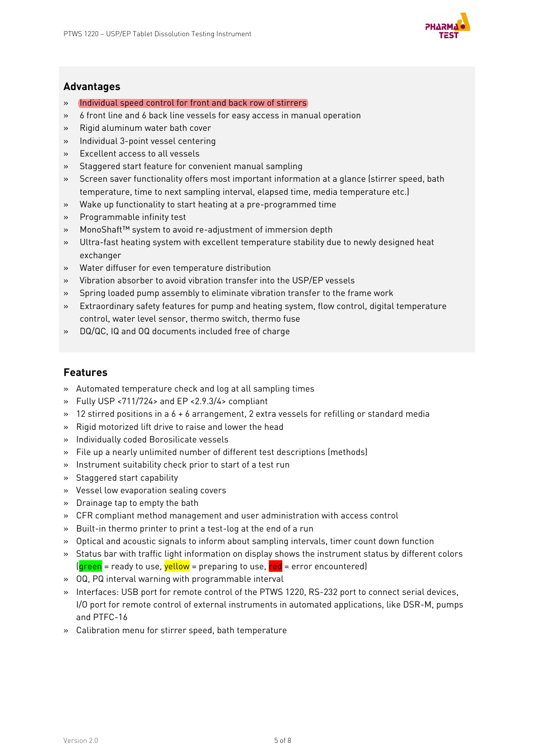## Advantages

- Individual speed control for front and back row of stirrers
- 6 front line and 6 back line vessels for easy access in manual operation
- Rigid aluminum water bath cover
- Individual 3-point vessel centering
- Excellent access to all vessels
- Staggered start feature for convenient manual sampling
- Screen saver functionality offers most important information at a glance (stirrer speed, bath temperature, time to next sampling interval, elapsed time, media temperature etc.)
- Wake up functionality to start heating at a pre-programmed time
- Programmable infinity test
- MonoShaft™ system to avoid re-adjustment of immersion depth
- Ultra-fast heating system with excellent temperature stability due to newly designed heat exchanger
- Water diffuser for even temperature distribution
- Vibration absorber to avoid vibration transfer into the USP/EP vessels
- Spring loaded pump assembly to eliminate vibration transfer to the frame work
- Extraordinary safety features for pump and heating system, flow control, digital temperature control, water level sensor, thermo switch, thermo fuse
- DQ/QC, IQ and OQ documents included free of charge

## Features

- Automated temperature check and log at all sampling times
- Fully USP <711/724> and EP <2.9.3/4> compliant
- 12 stirred positions in a 6 + 6 arrangement, 2 extra vessels for refilling or standard media
- Rigid motorized lift drive to raise and lower the head
- Individually coded Borosilicate vessels
- File up a nearly unlimited number of different test descriptions (methods)
- Instrument suitability check prior to start of a test run
- Staggered start capability
- Vessel low evaporation sealing covers
- Drainage tap to empty the bath
- CFR compliant method management and user administration with access control
- Built-in thermo printer to print a test-log at the end of a run
- Optical and acoustic signals to inform about sampling intervals, timer count down function
- Status bar with traffic light information on display shows the instrument status by different colors (green = ready to use, yellow = preparing to use, red = error encountered)
- OQ, PQ interval warning with programmable interval
- Interfaces: USB port for remote control of the PTWS 1220, RS-232 port to connect serial devices, I/O port for remote control of external instruments in automated applications, like DSR-M, pumps and PTFC-16
- Calibration menu for stirrer speed, bath temperature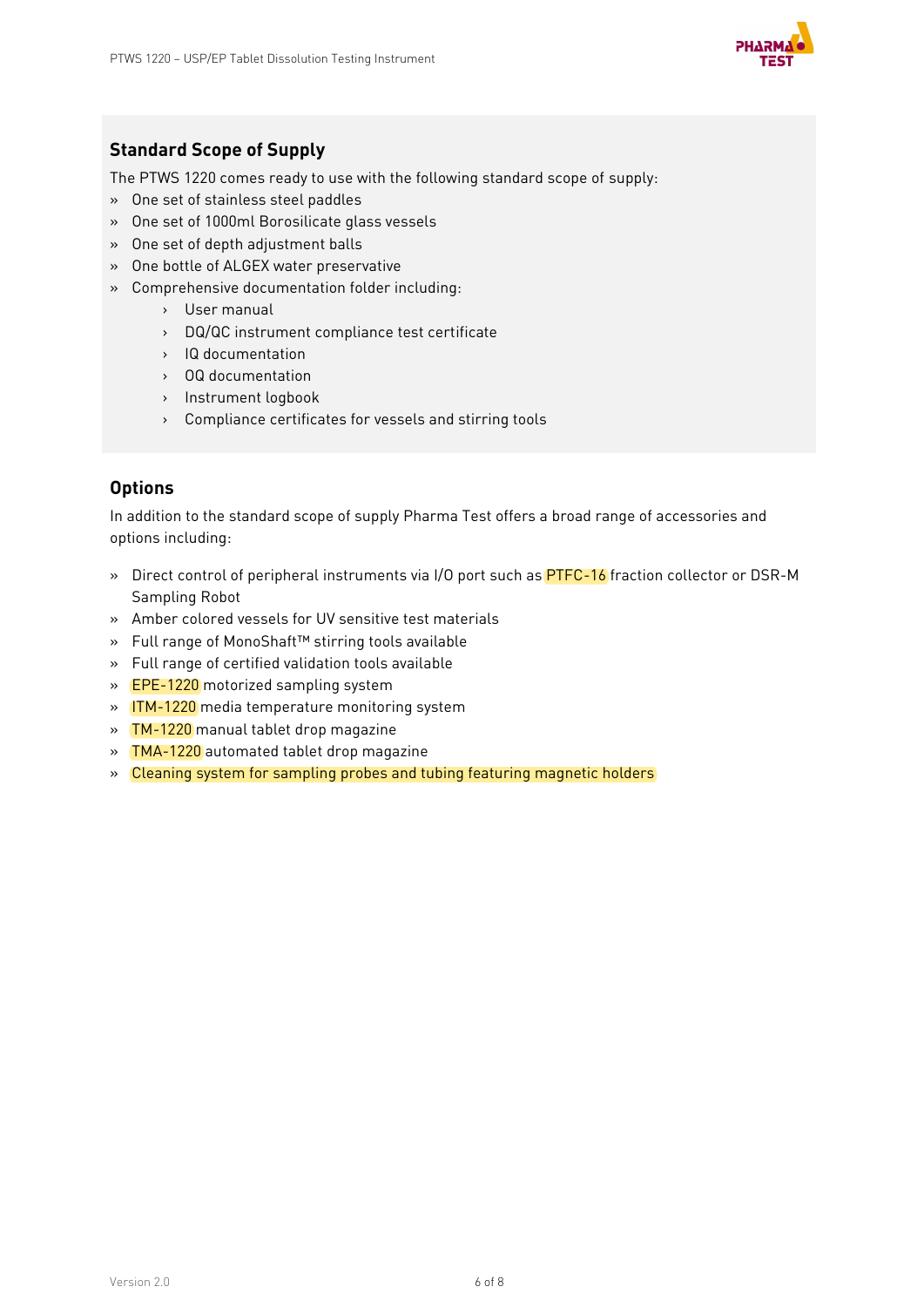## Standard Scope of Supply

The PTWS 1220 comes ready to use with the following standard scope of supply:

- One set of stainless steel paddles
- One set of 1000ml Borosilicate glass vessels
- One set of depth adjustment balls
- One bottle of ALGEX water preservative
- Comprehensive documentation folder including:
  - User manual
  - DQ/QC instrument compliance test certificate
  - IQ documentation
  - OQ documentation
  - Instrument logbook
  - Compliance certificates for vessels and stirring tools

## Options

In addition to the standard scope of supply Pharma Test offers a broad range of accessories and options including:

- Direct control of peripheral instruments via I/O port such as PTFC-16 fraction collector or DSR-M Sampling Robot
- Amber colored vessels for UV sensitive test materials
- Full range of MonoShaft™ stirring tools available
- Full range of certified validation tools available
- EPE-1220 motorized sampling system
- ITM-1220 media temperature monitoring system
- TM-1220 manual tablet drop magazine
- TMA-1220 automated tablet drop magazine
- Cleaning system for sampling probes and tubing featuring magnetic holders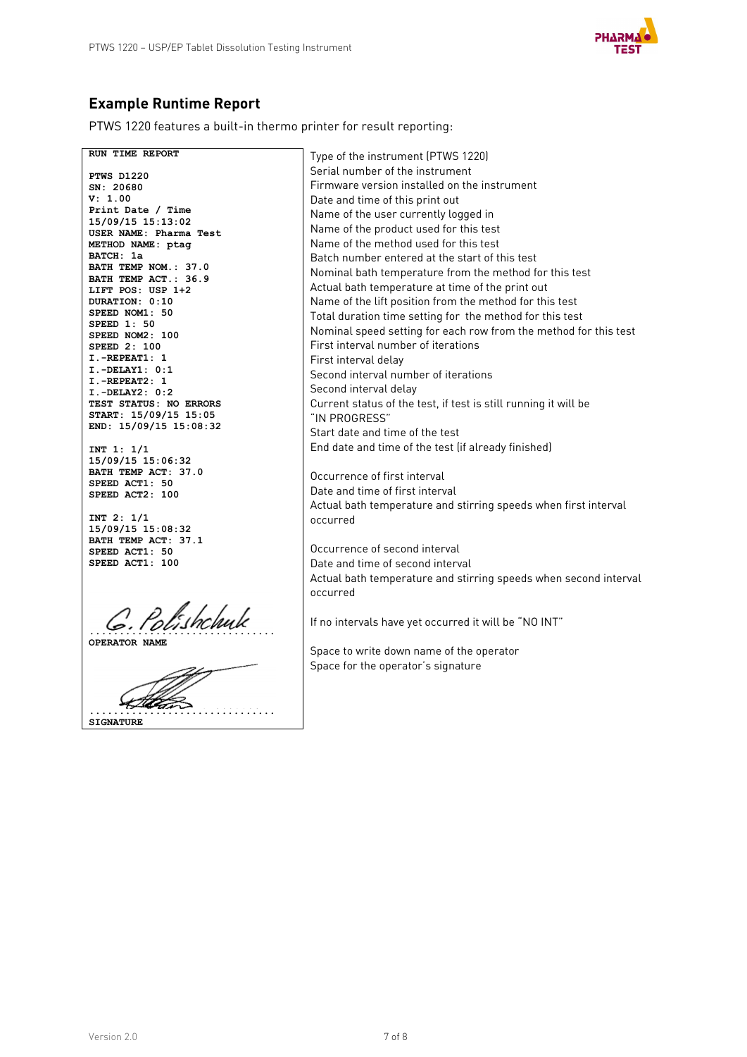## Example Runtime Report

PTWS 1220 features a built-in thermo printer for result reporting:

| RUN TIME REPORT | |
|---|---|
| PTWS D1220 | Type of the instrument (PTWS 1220) |
| SN: 20680 | Serial number of the instrument |
| V: 1.00 | Firmware version installed on the instrument |
| Print Date / Time 15/09/15 15:13:02 | Date and time of this print out |
| USER NAME: Pharma Test | Name of the user currently logged in |
| METHOD NAME: ptag | Name of the product used for this test |
| | Name of the method used for this test |
| BATCH: 1a | Batch number entered at the start of this test |
| BATH TEMP NOM.: 37.0 | Nominal bath temperature from the method for this test |
| BATH TEMP ACT.: 36.9 | Actual bath temperature at time of the print out |
| LIFT POS: USP 1+2 | Name of the lift position from the method for this test |
| DURATION: 0:10 | Total duration time setting for the method for this test |
| SPEED NOM1: 50<br>SPEED 1: 50<br>SPEED NOM2: 100<br>SPEED 2: 100 | Nominal speed setting for each row from the method for this test |
| I.-REPEAT1: 1 | First interval number of iterations |
| I.-DELAY1: 0:1 | First interval delay |
| I.-REPEAT2: 1 | Second interval number of iterations |
| I.-DELAY2: 0:2 | Second interval delay |
| TEST STATUS: NO ERRORS | Current status of the test, if test is still running it will be "IN PROGRESS" |
| START: 15/09/15 15:05 | Start date and time of the test |
| END: 15/09/15 15:08:32 | End date and time of the test (if already finished) |
| INT 1: 1/1 | Occurrence of first interval |
| 15/09/15 15:06:32 | Date and time of first interval |
| BATH TEMP ACT: 37.0<br>SPEED ACT1: 50<br>SPEED ACT2: 100 | Actual bath temperature and stirring speeds when first interval occurred |
| INT 2: 1/1 | Occurrence of second interval |
| 15/09/15 15:08:32 | Date and time of second interval |
| BATH TEMP ACT: 37.1<br>SPEED ACT1: 50<br>SPEED ACT1: 100 | Actual bath temperature and stirring speeds when second interval occurred |
| | If no intervals have yet occurred it will be "NO INT" |
| G. Polishchuk<br>..............................<br>OPERATOR NAME | Space to write down name of the operator |
| ..............................<br>SIGNATURE | Space for the operator's signature |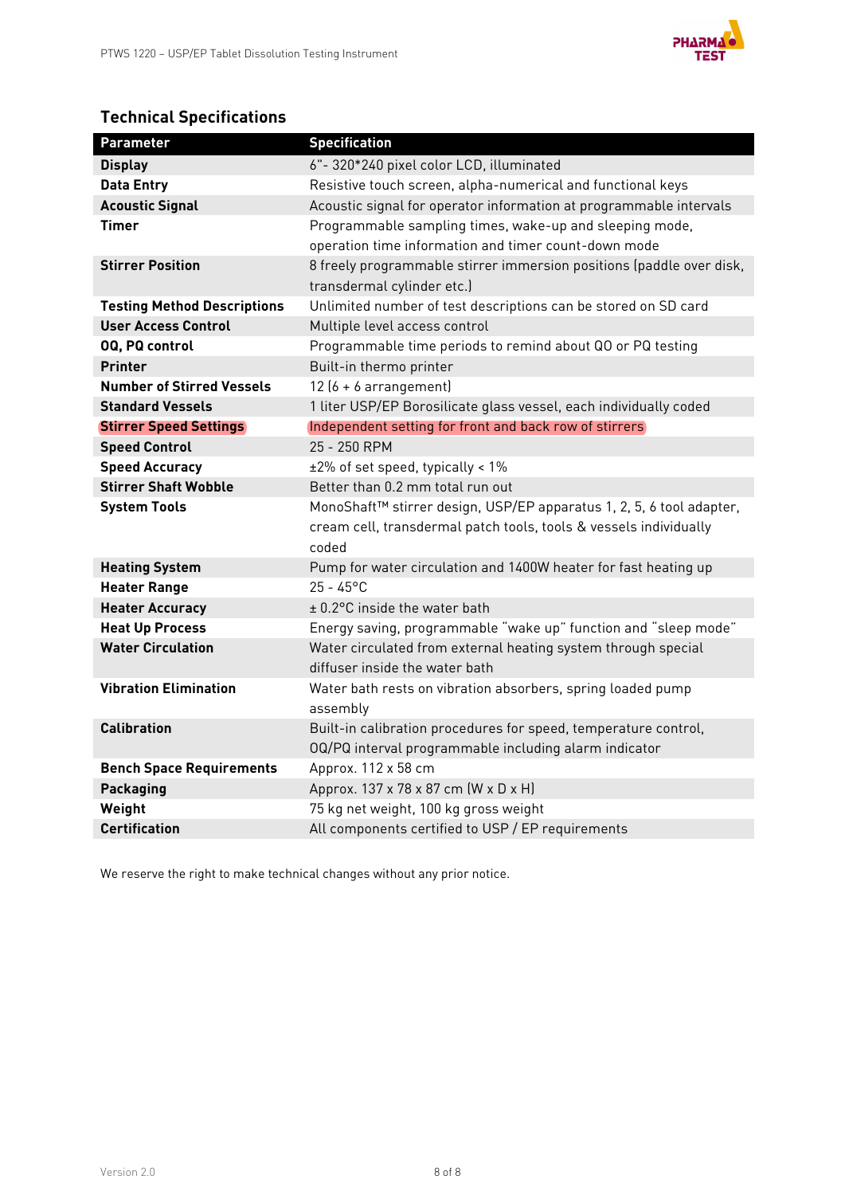## Technical Specifications

| Parameter | Specification |
|---|---|
| **Display** | 6"- 320*240 pixel color LCD, illuminated |
| **Data Entry** | Resistive touch screen, alpha-numerical and functional keys |
| **Acoustic Signal** | Acoustic signal for operator information at programmable intervals |
| **Timer** | Programmable sampling times, wake-up and sleeping mode, operation time information and timer count-down mode |
| **Stirrer Position** | 8 freely programmable stirrer immersion positions (paddle over disk, transdermal cylinder etc.) |
| **Testing Method Descriptions** | Unlimited number of test descriptions can be stored on SD card |
| **User Access Control** | Multiple level access control |
| **OQ, PQ control** | Programmable time periods to remind about OQ or PQ testing |
| **Printer** | Built-in thermo printer |
| **Number of Stirred Vessels** | 12 (6 + 6 arrangement) |
| **Standard Vessels** | 1 liter USP/EP Borosilicate glass vessel, each individually coded |
| **Stirrer Speed Settings** | Independent setting for front and back row of stirrers |
| **Speed Control** | 25 - 250 RPM |
| **Speed Accuracy** | ±2% of set speed, typically < 1% |
| **Stirrer Shaft Wobble** | Better than 0.2 mm total run out |
| **System Tools** | MonoShaft™ stirrer design, USP/EP apparatus 1, 2, 5, 6 tool adapter, cream cell, transdermal patch tools, tools & vessels individually coded |
| **Heating System** | Pump for water circulation and 1400W heater for fast heating up |
| **Heater Range** | 25 - 45°C |
| **Heater Accuracy** | ± 0.2°C inside the water bath |
| **Heat Up Process** | Energy saving, programmable "wake up" function and "sleep mode" |
| **Water Circulation** | Water circulated from external heating system through special diffuser inside the water bath |
| **Vibration Elimination** | Water bath rests on vibration absorbers, spring loaded pump assembly |
| **Calibration** | Built-in calibration procedures for speed, temperature control, OQ/PQ interval programmable including alarm indicator |
| **Bench Space Requirements** | Approx. 112 x 58 cm |
| **Packaging** | Approx. 137 x 78 x 87 cm (W x D x H) |
| **Weight** | 75 kg net weight, 100 kg gross weight |
| **Certification** | All components certified to USP / EP requirements |

We reserve the right to make technical changes without any prior notice.